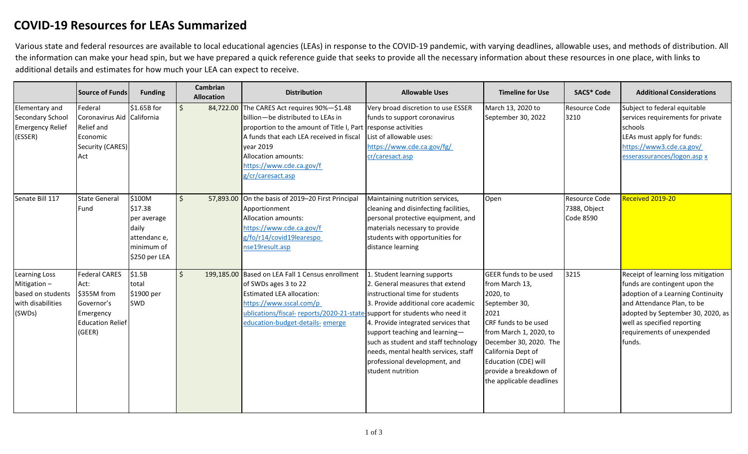# COVID-19 Resources for LEAs Summarized

Various state and federal resources are available to local educational agencies (LEAs) in response to the COVID-19 pandemic, with varying deadlines, allowable uses, and methods of distribution. All the information can make your head spin, but we have prepared a quick reference guide that seeks to provide all the necessary information about these resources in one place, with links to additional details and estimates for how much your LEA can expect to receive.

| | Source of Funds | Funding | Cambrian Allocation | Distribution | Allowable Uses | Timeline for Use | SACS* Code | Additional Considerations |
|---|---|---|---|---|---|---|---|---|
| Elementary and Secondary School Emergency Relief (ESSER) | Federal Coronavirus Aid Relief and Economic Security (CARES) Act | $1.65B for California | $ 84,722.00 | The CARES Act requires 90%—$1.48 billion—be distributed to LEAs in proportion to the amount of Title I, Part A funds that each LEA received in fiscal year 2019<br>Allocation amounts: https://www.cde.ca.gov/fg/cr/caresact.asp | Very broad discretion to use ESSER funds to support coronavirus response activities<br>List of allowable uses: https://www.cde.ca.gov/fg/cr/caresact.asp | March 13, 2020 to September 30, 2022 | Resource Code 3210 | Subject to federal equitable services requirements for private schools<br>LEAs must apply for funds: https://www3.cde.ca.gov/esserassurances/logon.asp x |
| Senate Bill 117 | State General Fund | $100M<br>$17.38 per average daily attendanc e, minimum of $250 per LEA | $ 57,893.00 | On the basis of 2019–20 First Principal Apportionment<br>Allocation amounts: https://www.cde.ca.gov/fg/fo/r14/covid19learesponse19result.asp | Maintaining nutrition services, cleaning and disinfecting facilities, personal protective equipment, and materials necessary to provide students with opportunities for distance learning | Open | Resource Code 7388, Object Code 8590 | Received 2019-20 |
| Learning Loss Mitigation – based on students with disabilities (SWDs) | Federal CARES Act:<br>$355M from Governor's Emergency Education Relief (GEER) | $1.5B total<br>$1900 per SWD | $ 199,185.00 | Based on LEA Fall 1 Census enrollment of SWDs ages 3 to 22<br>Estimated LEA allocation: https://www.sscal.com/publications/fiscal-reports/2020-21-state-education-budget-details-emerge | 1. Student learning supports<br>2. General measures that extend instructional time for students<br>3. Provide additional core academic support for students who need it<br>4. Provide integrated services that support teaching and learning—such as student and staff technology needs, mental health services, staff professional development, and student nutrition | GEER funds to be used from March 13, 2020, to September 30, 2021<br>CRF funds to be used from March 1, 2020, to December 30, 2020. The California Dept of Education (CDE) will provide a breakdown of the applicable deadlines | 3215 | Receipt of learning loss mitigation funds are contingent upon the adoption of a Learning Continuity and Attendance Plan, to be adopted by September 30, 2020, as well as specified reporting requirements of unexpended funds. |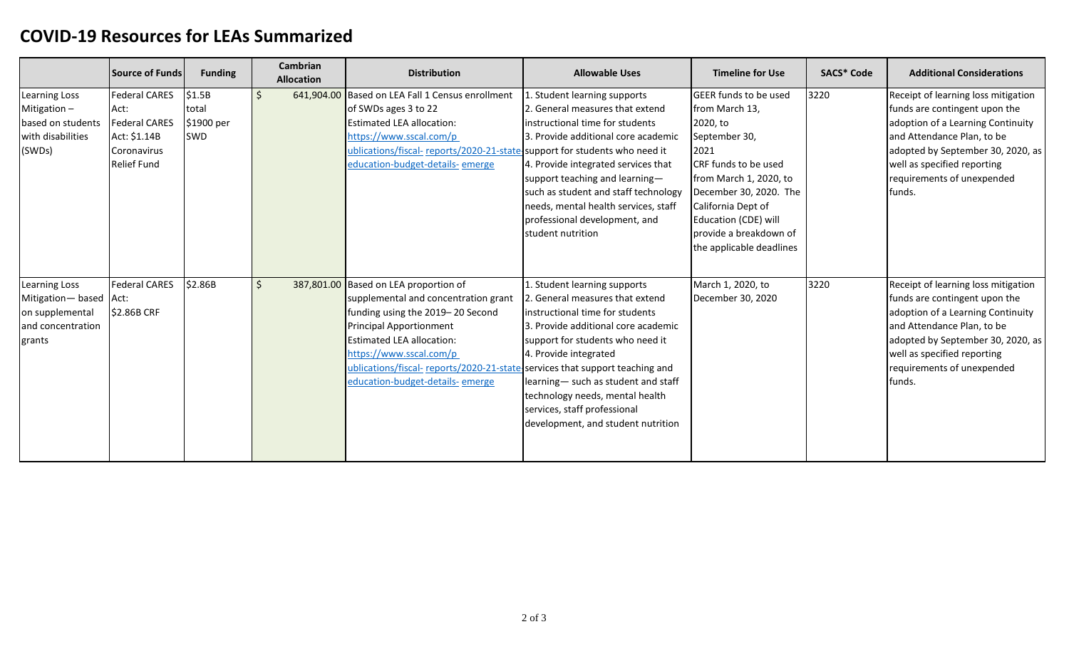# COVID-19 Resources for LEAs Summarized

| | Source of Funds | Funding | Cambrian Allocation | Distribution | Allowable Uses | Timeline for Use | SACS* Code | Additional Considerations |
|---|---|---|---|---|---|---|---|---|
| Learning Loss Mitigation – based on students with disabilities (SWDs) | Federal CARES Act: Federal CARES Act: $1.14B Coronavirus Relief Fund | $1.5B total $1900 per SWD | $ 641,904.00 | Based on LEA Fall 1 Census enrollment of SWDs ages 3 to 22<br>Estimated LEA allocation: https://www.sscal.com/publications/fiscal-reports/2020-21-state-education-budget-details-emerge | 1. Student learning supports<br>2. General measures that extend instructional time for students<br>3. Provide additional core academic support for students who need it<br>4. Provide integrated services that support teaching and learning— such as student and staff technology needs, mental health services, staff professional development, and student nutrition | GEER funds to be used from March 13, 2020, to September 30, 2021<br>CRF funds to be used from March 1, 2020, to December 30, 2020. The California Dept of Education (CDE) will provide a breakdown of the applicable deadlines | 3220 | Receipt of learning loss mitigation funds are contingent upon the adoption of a Learning Continuity and Attendance Plan, to be adopted by September 30, 2020, as well as specified reporting requirements of unexpended funds. |
| Learning Loss Mitigation— based on supplemental and concentration grants | Federal CARES Act: $2.86B CRF | $2.86B | $ 387,801.00 | Based on LEA proportion of supplemental and concentration grant funding using the 2019– 20 Second Principal Apportionment<br>Estimated LEA allocation: https://www.sscal.com/publications/fiscal-reports/2020-21-state-education-budget-details-emerge | 1. Student learning supports<br>2. General measures that extend instructional time for students<br>3. Provide additional core academic support for students who need it<br>4. Provide integrated services that support teaching and learning— such as student and staff technology needs, mental health services, staff professional development, and student nutrition | March 1, 2020, to December 30, 2020 | 3220 | Receipt of learning loss mitigation funds are contingent upon the adoption of a Learning Continuity and Attendance Plan, to be adopted by September 30, 2020, as well as specified reporting requirements of unexpended funds. |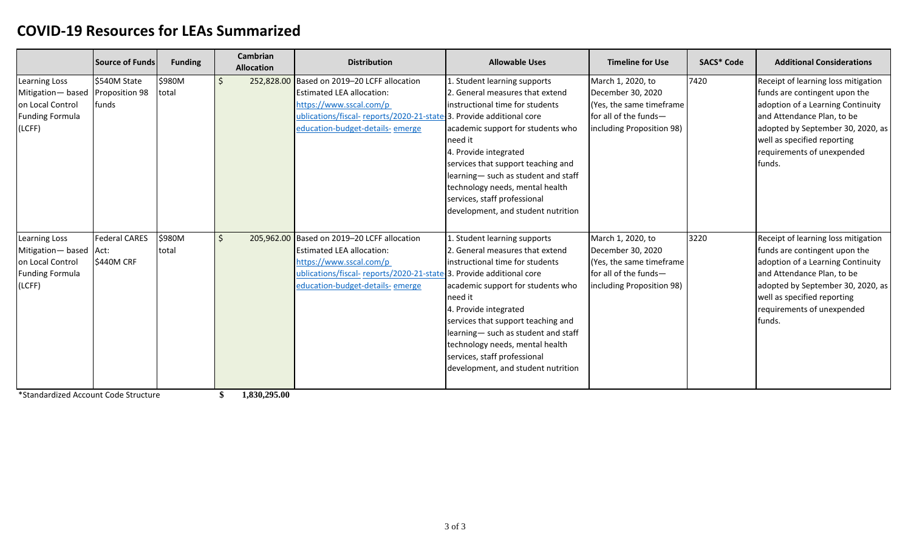# COVID-19 Resources for LEAs Summarized

| | Source of Funds | Funding | Cambrian Allocation | Distribution | Allowable Uses | Timeline for Use | SACS* Code | Additional Considerations |
|---|---|---|---|---|---|---|---|---|
| Learning Loss Mitigation— based on Local Control Funding Formula (LCFF) | $540M State Proposition 98 funds | $980M total | $ 252,828.00 | Based on 2019–20 LCFF allocation Estimated LEA allocation: https://www.sscal.com/publications/fiscal-reports/2020-21-state-education-budget-details-emerge | 1. Student learning supports 2. General measures that extend instructional time for students 3. Provide additional core academic support for students who need it 4. Provide integrated services that support teaching and learning— such as student and staff technology needs, mental health services, staff professional development, and student nutrition | March 1, 2020, to December 30, 2020 (Yes, the same timeframe for all of the funds—including Proposition 98) | 7420 | Receipt of learning loss mitigation funds are contingent upon the adoption of a Learning Continuity and Attendance Plan, to be adopted by September 30, 2020, as well as specified reporting requirements of unexpended funds. |
| Learning Loss Mitigation— based on Local Control Funding Formula (LCFF) | Federal CARES Act: $440M CRF | $980M total | $ 205,962.00 | Based on 2019–20 LCFF allocation Estimated LEA allocation: https://www.sscal.com/publications/fiscal-reports/2020-21-state-education-budget-details-emerge | 1. Student learning supports 2. General measures that extend instructional time for students 3. Provide additional core academic support for students who need it 4. Provide integrated services that support teaching and learning— such as student and staff technology needs, mental health services, staff professional development, and student nutrition | March 1, 2020, to December 30, 2020 (Yes, the same timeframe for all of the funds—including Proposition 98) | 3220 | Receipt of learning loss mitigation funds are contingent upon the adoption of a Learning Continuity and Attendance Plan, to be adopted by September 30, 2020, as well as specified reporting requirements of unexpended funds. |
| | | | $ 1,830,295.00 | | | | | |

*Standardized Account Code Structure